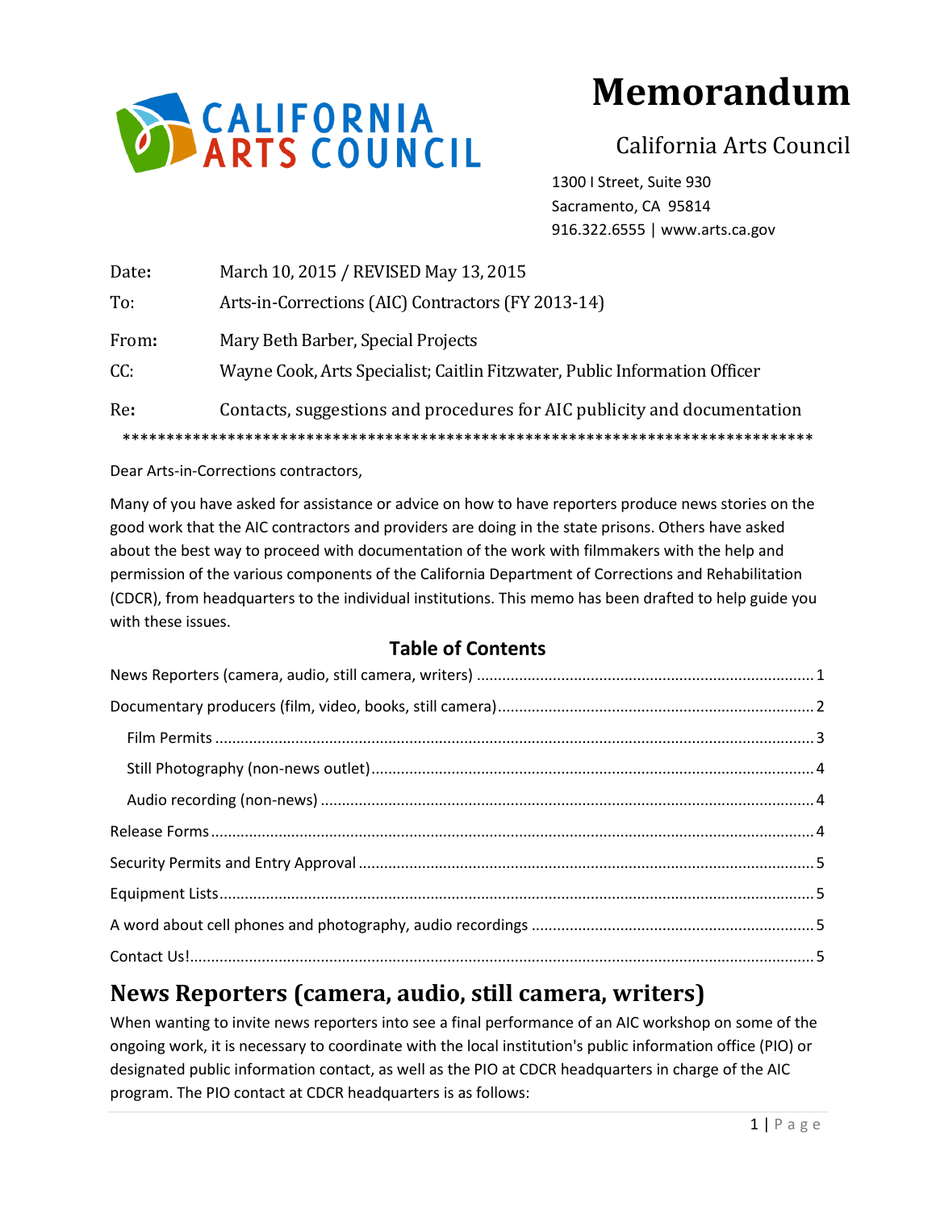# Memorandum

California Arts Council

1300 I Street, Suite 930
Sacramento, CA 95814
916.322.6555 | www.arts.ca.gov

| | |
|---|---|
| **Date:** | March 10, 2015 / REVISED May 13, 2015 |
| To: | Arts-in-Corrections (AIC) Contractors (FY 2013-14) |
| **From:** | Mary Beth Barber, Special Projects |
| CC: | Wayne Cook, Arts Specialist; Caitlin Fitzwater, Public Information Officer |
| **Re:** | Contacts, suggestions and procedures for AIC publicity and documentation |

*********************************************************************************

Dear Arts-in-Corrections contractors,

Many of you have asked for assistance or advice on how to have reporters produce news stories on the good work that the AIC contractors and providers are doing in the state prisons. Others have asked about the best way to proceed with documentation of the work with filmmakers with the help and permission of the various components of the California Department of Corrections and Rehabilitation (CDCR), from headquarters to the individual institutions. This memo has been drafted to help guide you with these issues.

## Table of Contents

- News Reporters (camera, audio, still camera, writers) ....... 1
- Documentary producers (film, video, books, still camera) ....... 2
  - Film Permits ....... 3
  - Still Photography (non-news outlet) ....... 4
  - Audio recording (non-news) ....... 4
- Release Forms ....... 4
- Security Permits and Entry Approval ....... 5
- Equipment Lists ....... 5
- A word about cell phones and photography, audio recordings ....... 5
- Contact Us! ....... 5

## News Reporters (camera, audio, still camera, writers)

When wanting to invite news reporters into see a final performance of an AIC workshop on some of the ongoing work, it is necessary to coordinate with the local institution's public information office (PIO) or designated public information contact, as well as the PIO at CDCR headquarters in charge of the AIC program. The PIO contact at CDCR headquarters is as follows: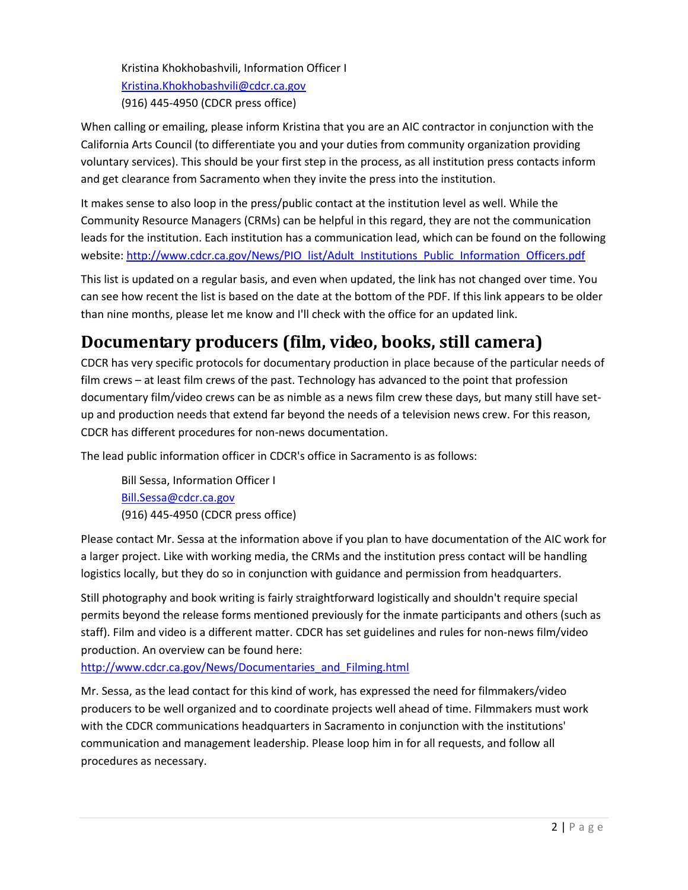Kristina Khokhobashvili, Information Officer I
[Kristina.Khokhobashvili@cdcr.ca.gov](mailto:Kristina.Khokhobashvili@cdcr.ca.gov)
(916) 445-4950 (CDCR press office)

When calling or emailing, please inform Kristina that you are an AIC contractor in conjunction with the California Arts Council (to differentiate you and your duties from community organization providing voluntary services). This should be your first step in the process, as all institution press contacts inform and get clearance from Sacramento when they invite the press into the institution.

It makes sense to also loop in the press/public contact at the institution level as well. While the Community Resource Managers (CRMs) can be helpful in this regard, they are not the communication leads for the institution. Each institution has a communication lead, which can be found on the following website: http://www.cdcr.ca.gov/News/PIO_list/Adult_Institutions_Public_Information_Officers.pdf

This list is updated on a regular basis, and even when updated, the link has not changed over time. You can see how recent the list is based on the date at the bottom of the PDF. If this link appears to be older than nine months, please let me know and I'll check with the office for an updated link.

## Documentary producers (film, video, books, still camera)

CDCR has very specific protocols for documentary production in place because of the particular needs of film crews – at least film crews of the past. Technology has advanced to the point that profession documentary film/video crews can be as nimble as a news film crew these days, but many still have set-up and production needs that extend far beyond the needs of a television news crew. For this reason, CDCR has different procedures for non-news documentation.

The lead public information officer in CDCR's office in Sacramento is as follows:

Bill Sessa, Information Officer I
[Bill.Sessa@cdcr.ca.gov](mailto:Bill.Sessa@cdcr.ca.gov)
(916) 445-4950 (CDCR press office)

Please contact Mr. Sessa at the information above if you plan to have documentation of the AIC work for a larger project. Like with working media, the CRMs and the institution press contact will be handling logistics locally, but they do so in conjunction with guidance and permission from headquarters.

Still photography and book writing is fairly straightforward logistically and shouldn't require special permits beyond the release forms mentioned previously for the inmate participants and others (such as staff). Film and video is a different matter. CDCR has set guidelines and rules for non-news film/video production. An overview can be found here:
http://www.cdcr.ca.gov/News/Documentaries_and_Filming.html

Mr. Sessa, as the lead contact for this kind of work, has expressed the need for filmmakers/video producers to be well organized and to coordinate projects well ahead of time. Filmmakers must work with the CDCR communications headquarters in Sacramento in conjunction with the institutions' communication and management leadership. Please loop him in for all requests, and follow all procedures as necessary.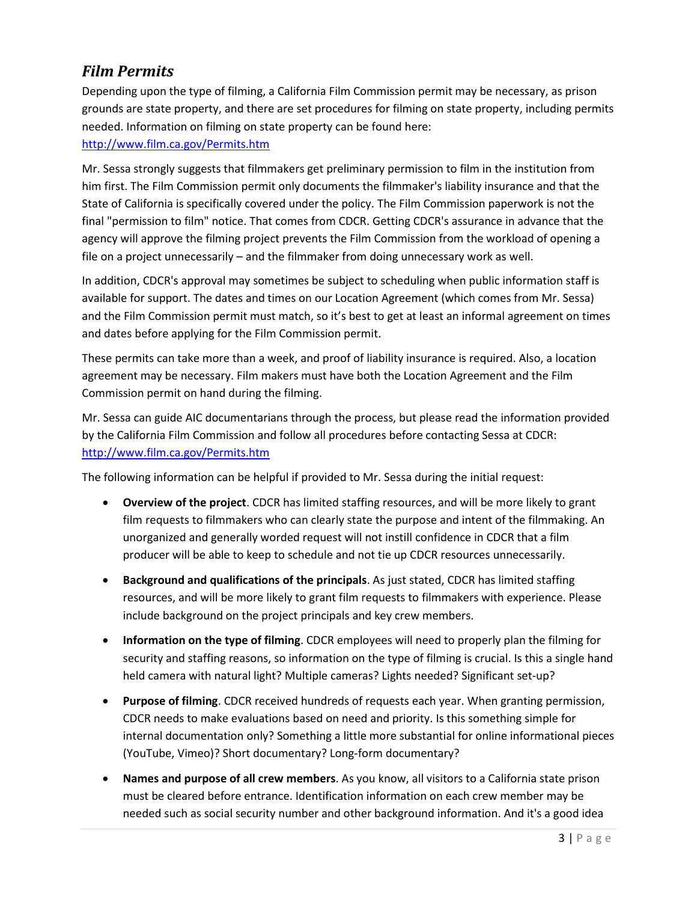## *Film Permits*

Depending upon the type of filming, a California Film Commission permit may be necessary, as prison grounds are state property, and there are set procedures for filming on state property, including permits needed. Information on filming on state property can be found here: [http://www.film.ca.gov/Permits.htm](http://www.film.ca.gov/Permits.htm)

Mr. Sessa strongly suggests that filmmakers get preliminary permission to film in the institution from him first. The Film Commission permit only documents the filmmaker's liability insurance and that the State of California is specifically covered under the policy. The Film Commission paperwork is not the final "permission to film" notice. That comes from CDCR. Getting CDCR's assurance in advance that the agency will approve the filming project prevents the Film Commission from the workload of opening a file on a project unnecessarily – and the filmmaker from doing unnecessary work as well.

In addition, CDCR's approval may sometimes be subject to scheduling when public information staff is available for support. The dates and times on our Location Agreement (which comes from Mr. Sessa) and the Film Commission permit must match, so it's best to get at least an informal agreement on times and dates before applying for the Film Commission permit.

These permits can take more than a week, and proof of liability insurance is required. Also, a location agreement may be necessary. Film makers must have both the Location Agreement and the Film Commission permit on hand during the filming.

Mr. Sessa can guide AIC documentarians through the process, but please read the information provided by the California Film Commission and follow all procedures before contacting Sessa at CDCR: [http://www.film.ca.gov/Permits.htm](http://www.film.ca.gov/Permits.htm)

The following information can be helpful if provided to Mr. Sessa during the initial request:

- **Overview of the project**. CDCR has limited staffing resources, and will be more likely to grant film requests to filmmakers who can clearly state the purpose and intent of the filmmaking. An unorganized and generally worded request will not instill confidence in CDCR that a film producer will be able to keep to schedule and not tie up CDCR resources unnecessarily.
- **Background and qualifications of the principals**. As just stated, CDCR has limited staffing resources, and will be more likely to grant film requests to filmmakers with experience. Please include background on the project principals and key crew members.
- **Information on the type of filming**. CDCR employees will need to properly plan the filming for security and staffing reasons, so information on the type of filming is crucial. Is this a single hand held camera with natural light? Multiple cameras? Lights needed? Significant set-up?
- **Purpose of filming**. CDCR received hundreds of requests each year. When granting permission, CDCR needs to make evaluations based on need and priority. Is this something simple for internal documentation only? Something a little more substantial for online informational pieces (YouTube, Vimeo)? Short documentary? Long-form documentary?
- **Names and purpose of all crew members**. As you know, all visitors to a California state prison must be cleared before entrance. Identification information on each crew member may be needed such as social security number and other background information. And it's a good idea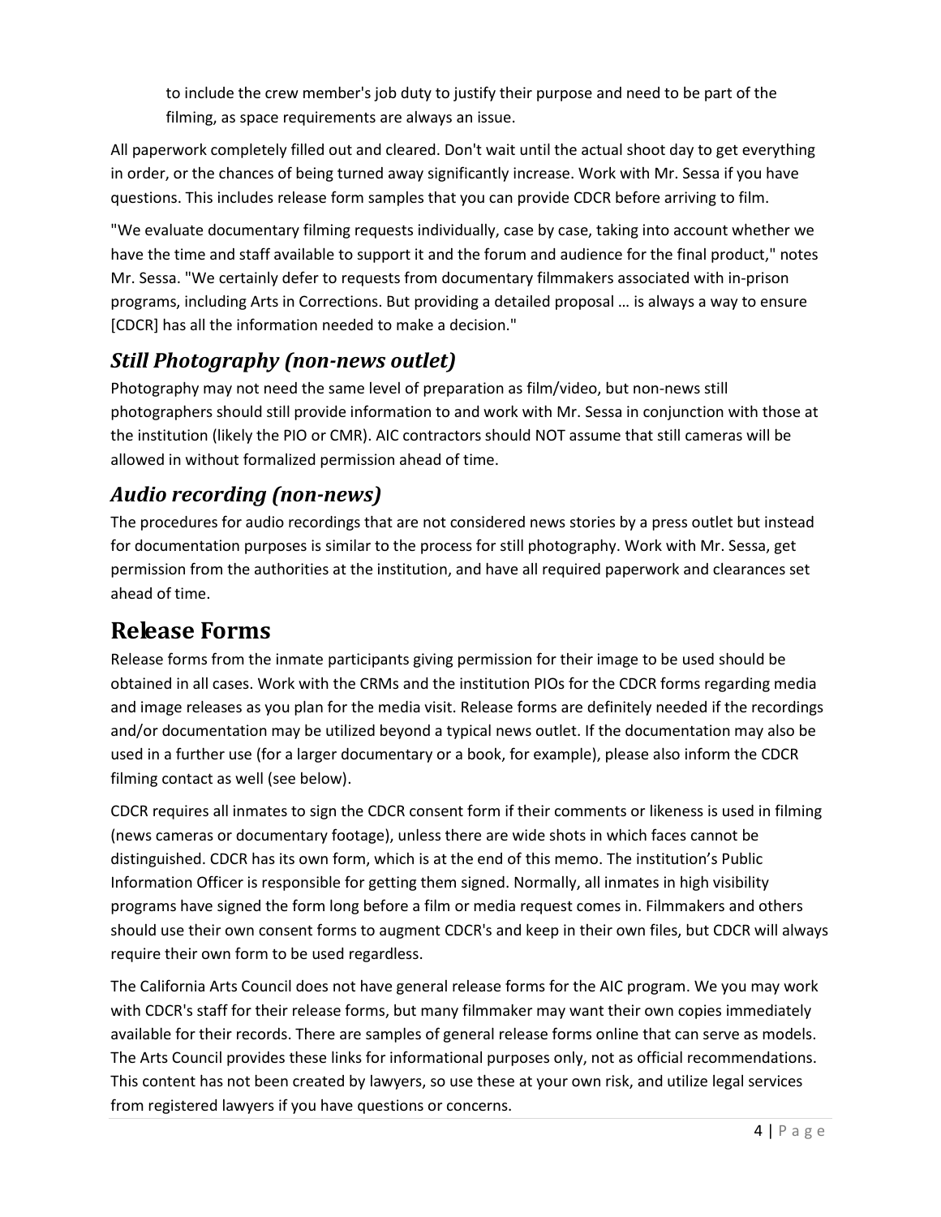to include the crew member's job duty to justify their purpose and need to be part of the filming, as space requirements are always an issue.

All paperwork completely filled out and cleared. Don't wait until the actual shoot day to get everything in order, or the chances of being turned away significantly increase. Work with Mr. Sessa if you have questions. This includes release form samples that you can provide CDCR before arriving to film.

"We evaluate documentary filming requests individually, case by case, taking into account whether we have the time and staff available to support it and the forum and audience for the final product," notes Mr. Sessa. "We certainly defer to requests from documentary filmmakers associated with in-prison programs, including Arts in Corrections. But providing a detailed proposal … is always a way to ensure [CDCR] has all the information needed to make a decision."

## *Still Photography (non-news outlet)*

Photography may not need the same level of preparation as film/video, but non-news still photographers should still provide information to and work with Mr. Sessa in conjunction with those at the institution (likely the PIO or CMR). AIC contractors should NOT assume that still cameras will be allowed in without formalized permission ahead of time.

## *Audio recording (non-news)*

The procedures for audio recordings that are not considered news stories by a press outlet but instead for documentation purposes is similar to the process for still photography. Work with Mr. Sessa, get permission from the authorities at the institution, and have all required paperwork and clearances set ahead of time.

# Release Forms

Release forms from the inmate participants giving permission for their image to be used should be obtained in all cases. Work with the CRMs and the institution PIOs for the CDCR forms regarding media and image releases as you plan for the media visit. Release forms are definitely needed if the recordings and/or documentation may be utilized beyond a typical news outlet. If the documentation may also be used in a further use (for a larger documentary or a book, for example), please also inform the CDCR filming contact as well (see below).

CDCR requires all inmates to sign the CDCR consent form if their comments or likeness is used in filming (news cameras or documentary footage), unless there are wide shots in which faces cannot be distinguished. CDCR has its own form, which is at the end of this memo. The institution's Public Information Officer is responsible for getting them signed. Normally, all inmates in high visibility programs have signed the form long before a film or media request comes in. Filmmakers and others should use their own consent forms to augment CDCR's and keep in their own files, but CDCR will always require their own form to be used regardless.

The California Arts Council does not have general release forms for the AIC program. We you may work with CDCR's staff for their release forms, but many filmmaker may want their own copies immediately available for their records. There are samples of general release forms online that can serve as models. The Arts Council provides these links for informational purposes only, not as official recommendations. This content has not been created by lawyers, so use these at your own risk, and utilize legal services from registered lawyers if you have questions or concerns.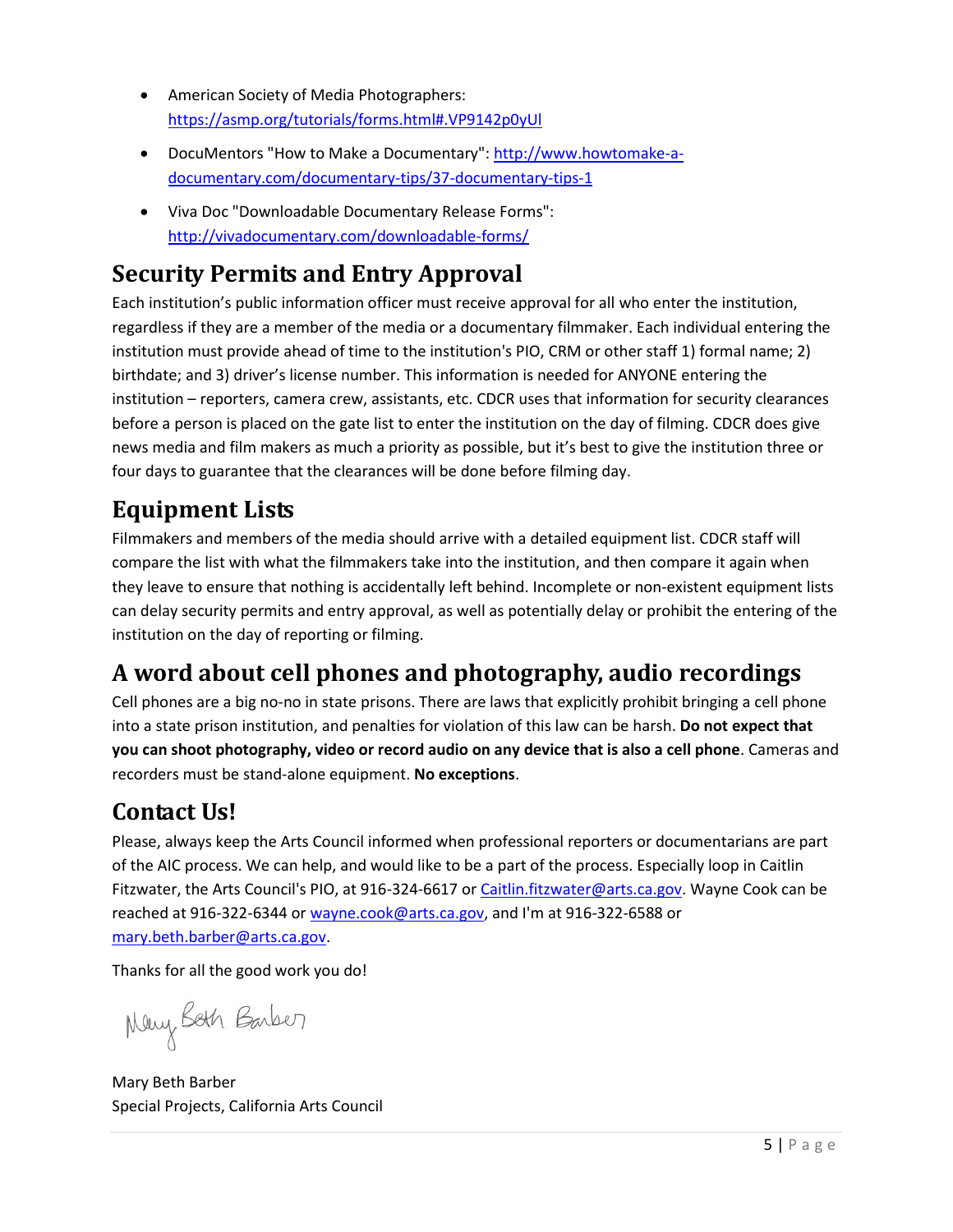- American Society of Media Photographers: https://asmp.org/tutorials/forms.html#.VP9142p0yUl
- DocuMentors "How to Make a Documentary": http://www.howtomake-a-documentary.com/documentary-tips/37-documentary-tips-1
- Viva Doc "Downloadable Documentary Release Forms": http://vivadocumentary.com/downloadable-forms/

## Security Permits and Entry Approval

Each institution's public information officer must receive approval for all who enter the institution, regardless if they are a member of the media or a documentary filmmaker. Each individual entering the institution must provide ahead of time to the institution's PIO, CRM or other staff 1) formal name; 2) birthdate; and 3) driver's license number. This information is needed for ANYONE entering the institution – reporters, camera crew, assistants, etc. CDCR uses that information for security clearances before a person is placed on the gate list to enter the institution on the day of filming. CDCR does give news media and film makers as much a priority as possible, but it's best to give the institution three or four days to guarantee that the clearances will be done before filming day.

## Equipment Lists

Filmmakers and members of the media should arrive with a detailed equipment list. CDCR staff will compare the list with what the filmmakers take into the institution, and then compare it again when they leave to ensure that nothing is accidentally left behind. Incomplete or non-existent equipment lists can delay security permits and entry approval, as well as potentially delay or prohibit the entering of the institution on the day of reporting or filming.

## A word about cell phones and photography, audio recordings

Cell phones are a big no-no in state prisons. There are laws that explicitly prohibit bringing a cell phone into a state prison institution, and penalties for violation of this law can be harsh. **Do not expect that you can shoot photography, video or record audio on any device that is also a cell phone**. Cameras and recorders must be stand-alone equipment. **No exceptions**.

## Contact Us!

Please, always keep the Arts Council informed when professional reporters or documentarians are part of the AIC process. We can help, and would like to be a part of the process. Especially loop in Caitlin Fitzwater, the Arts Council's PIO, at 916-324-6617 or Caitlin.fitzwater@arts.ca.gov. Wayne Cook can be reached at 916-322-6344 or wayne.cook@arts.ca.gov, and I'm at 916-322-6588 or mary.beth.barber@arts.ca.gov.

Thanks for all the good work you do!

Mary Beth Barber

Mary Beth Barber
Special Projects, California Arts Council